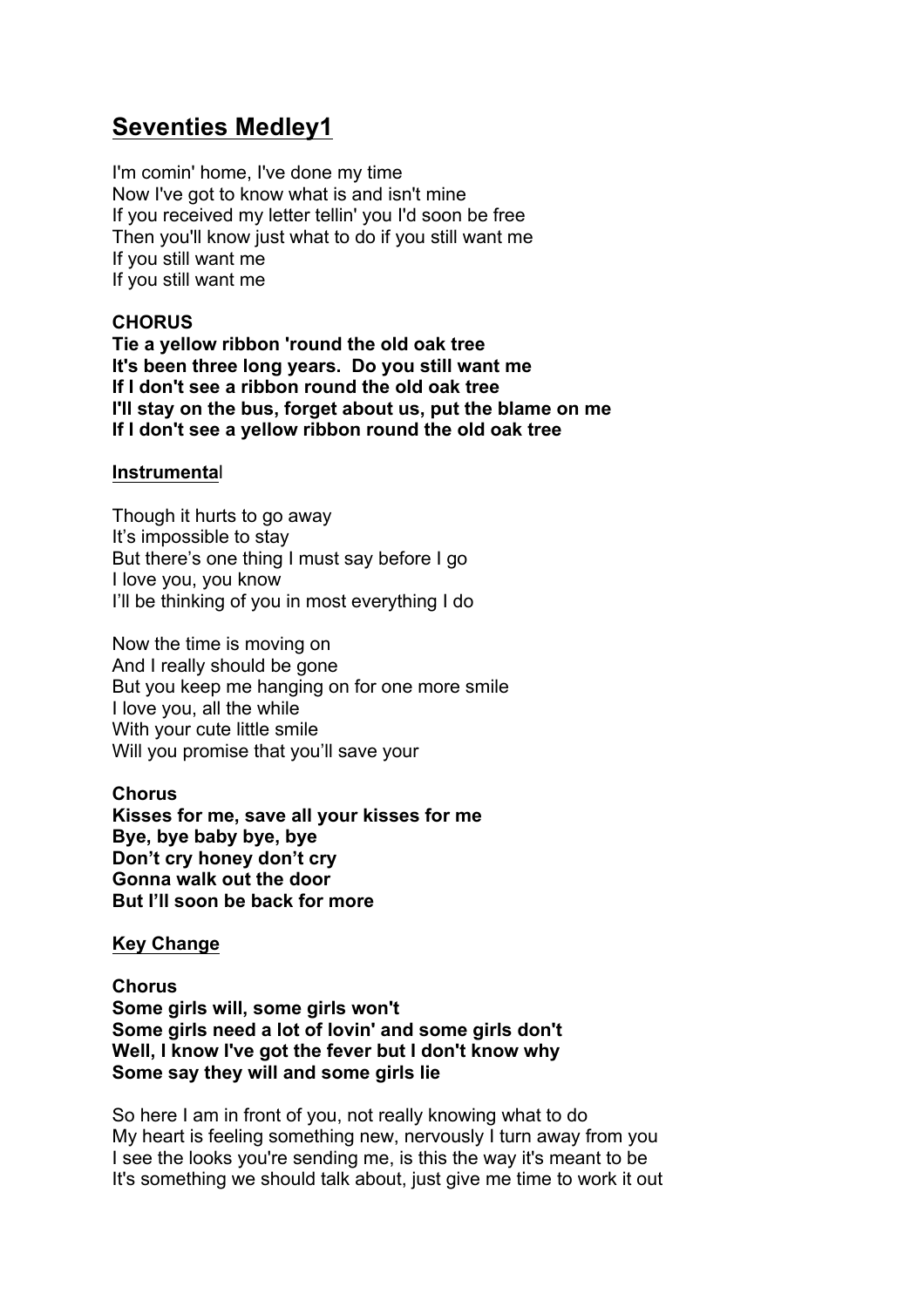# Seventies Medley1

I'm comin' home, I've done my time
Now I've got to know what is and isn't mine
If you received my letter tellin' you I'd soon be free
Then you'll know just what to do if you still want me
If you still want me
If you still want me

**CHORUS**
**Tie a yellow ribbon 'round the old oak tree**
**It's been three long years. Do you still want me**
**If I don't see a ribbon round the old oak tree**
**I'll stay on the bus, forget about us, put the blame on me**
**If I don't see a yellow ribbon round the old oak tree**

**Instrumental**

Though it hurts to go away
It's impossible to stay
But there's one thing I must say before I go
I love you, you know
I'll be thinking of you in most everything I do

Now the time is moving on
And I really should be gone
But you keep me hanging on for one more smile
I love you, all the while
With your cute little smile
Will you promise that you'll save your

**Chorus**
**Kisses for me, save all your kisses for me**
**Bye, bye baby bye, bye**
**Don't cry honey don't cry**
**Gonna walk out the door**
**But I'll soon be back for more**

**Key Change**

**Chorus**
**Some girls will, some girls won't**
**Some girls need a lot of lovin' and some girls don't**
**Well, I know I've got the fever but I don't know why**
**Some say they will and some girls lie**

So here I am in front of you, not really knowing what to do
My heart is feeling something new, nervously I turn away from you
I see the looks you're sending me, is this the way it's meant to be
It's something we should talk about, just give me time to work it out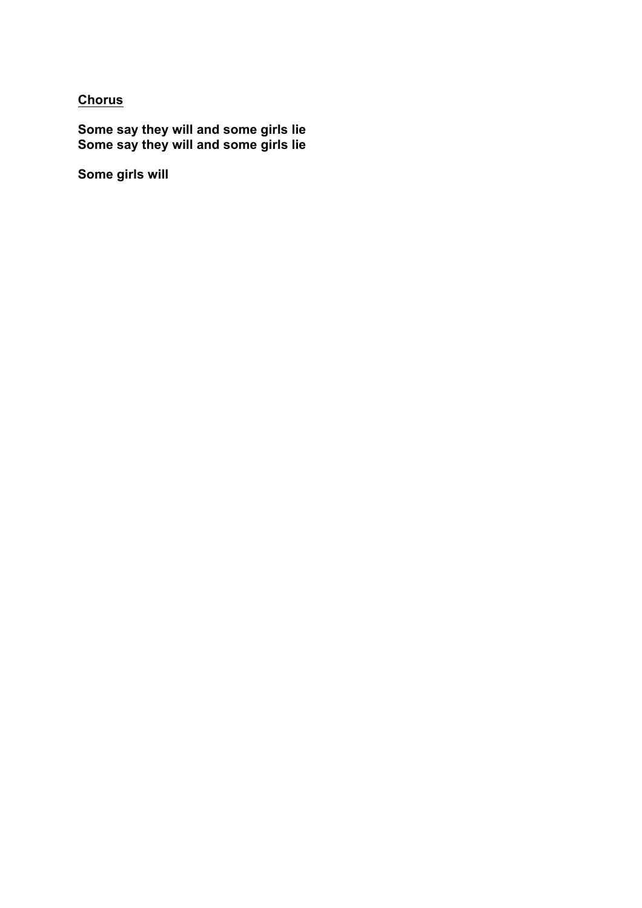**<u>Chorus</u>**

**Some say they will and some girls lie**
**Some say they will and some girls lie**

**Some girls will**